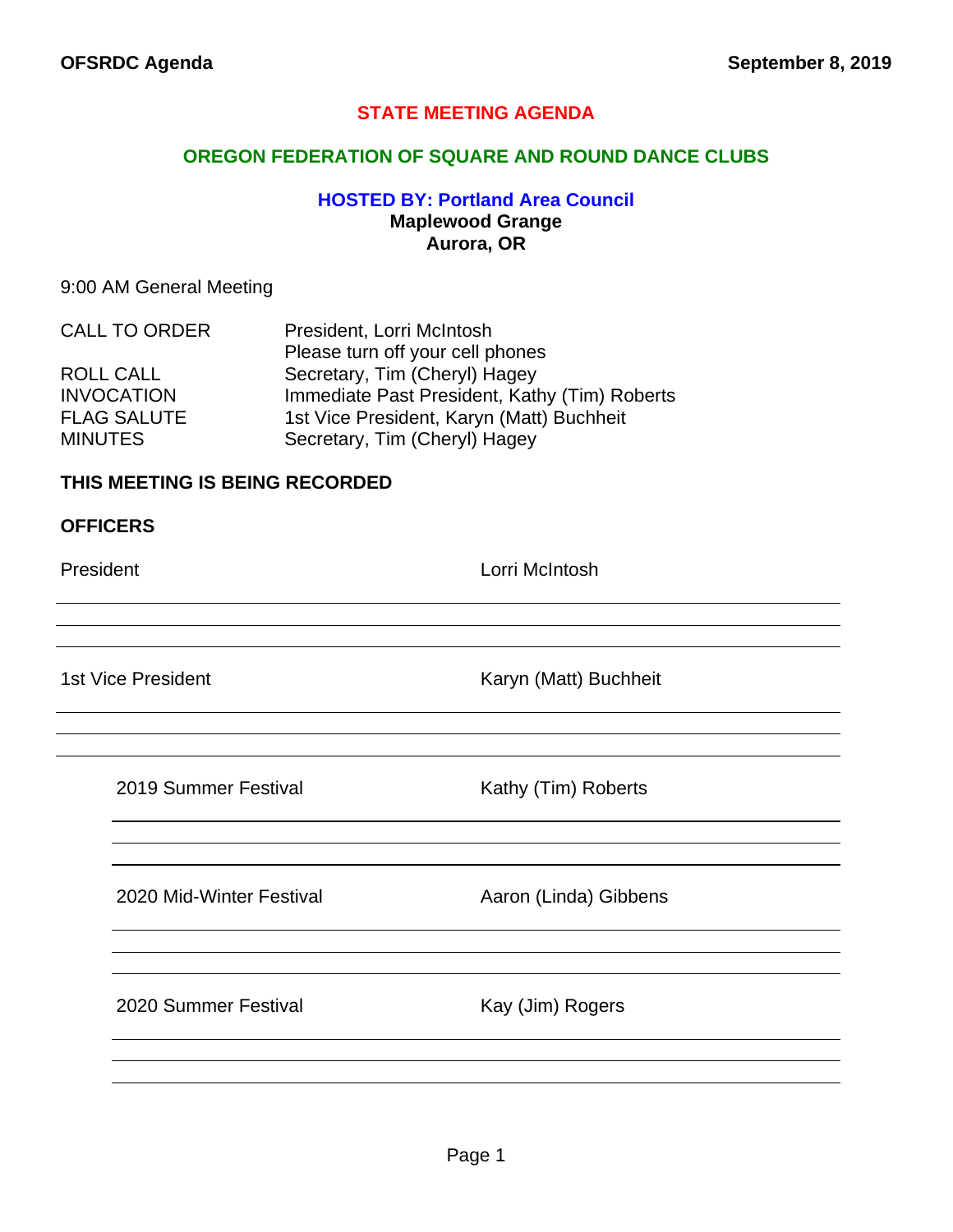# STATE MEETING AGENDA

## OREGON FEDERATION OF SQUARE AND ROUND DANCE CLUBS

### HOSTED BY: Portland Area Council

**Maplewood Grange**
**Aurora, OR**

9:00 AM General Meeting

| | |
|---|---|
| CALL TO ORDER | President, Lorri McIntosh<br>Please turn off your cell phones |
| ROLL CALL | Secretary, Tim (Cheryl) Hagey |
| INVOCATION | Immediate Past President, Kathy (Tim) Roberts |
| FLAG SALUTE | 1st Vice President, Karyn (Matt) Buchheit |
| MINUTES | Secretary, Tim (Cheryl) Hagey |

**THIS MEETING IS BEING RECORDED**

**OFFICERS**

President — Lorri McIntosh

_______________________________________________

_______________________________________________

_______________________________________________

1st Vice President — Karyn (Matt) Buchheit

_______________________________________________

_______________________________________________

_______________________________________________

2019 Summer Festival — Kathy (Tim) Roberts

_______________________________________________

_______________________________________________

_______________________________________________

2020 Mid-Winter Festival — Aaron (Linda) Gibbens

_______________________________________________

_______________________________________________

_______________________________________________

2020 Summer Festival — Kay (Jim) Rogers

_______________________________________________

_______________________________________________

_______________________________________________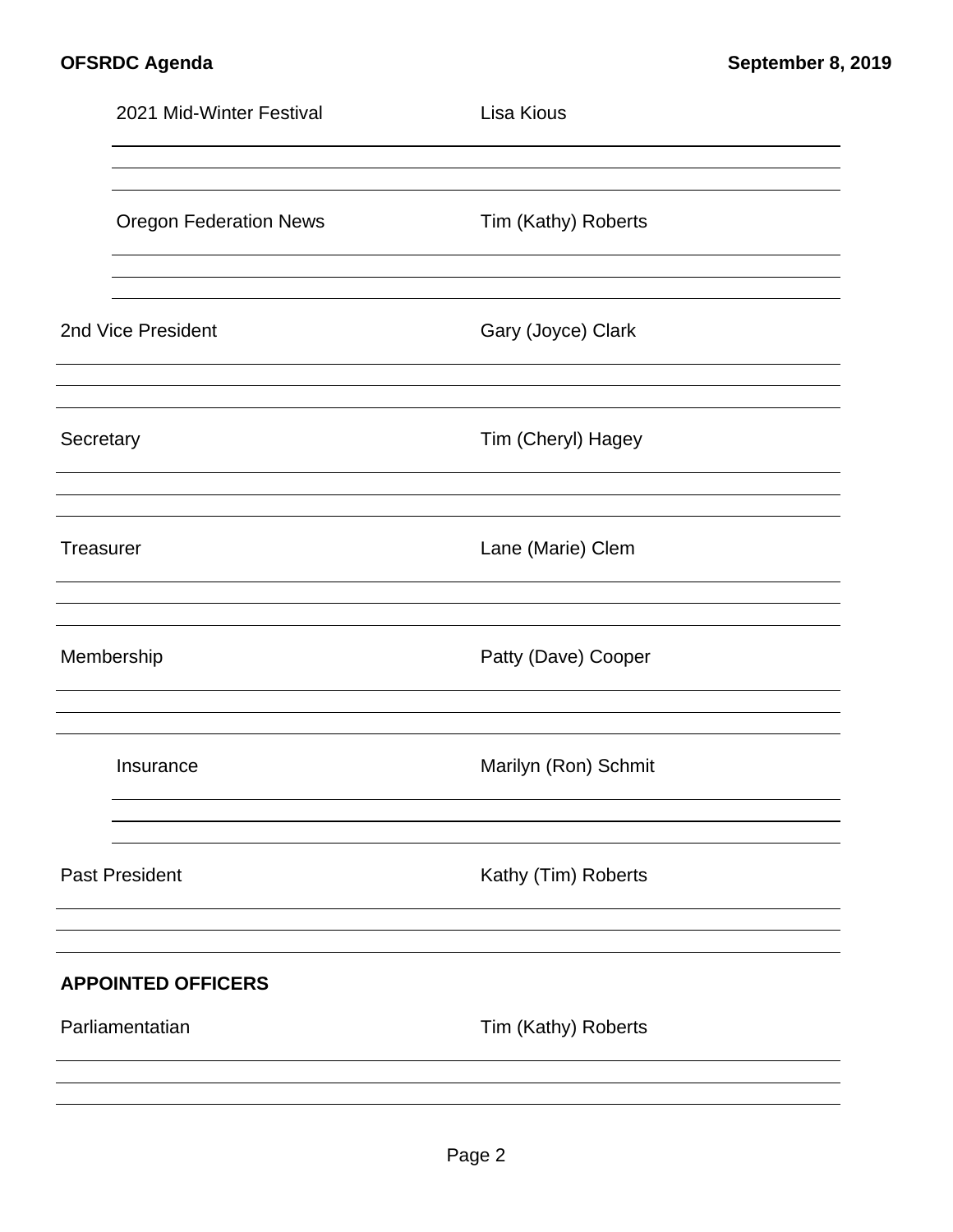| | |
|---|---|
| 2021 Mid-Winter Festival | Lisa Kious |
| Oregon Federation News | Tim (Kathy) Roberts |
| 2nd Vice President | Gary (Joyce) Clark |
| Secretary | Tim (Cheryl) Hagey |
| Treasurer | Lane (Marie) Clem |
| Membership | Patty (Dave) Cooper |
| Insurance | Marilyn (Ron) Schmit |
| Past President | Kathy (Tim) Roberts |

**APPOINTED OFFICERS**

| | |
|---|---|
| Parliamentatian | Tim (Kathy) Roberts |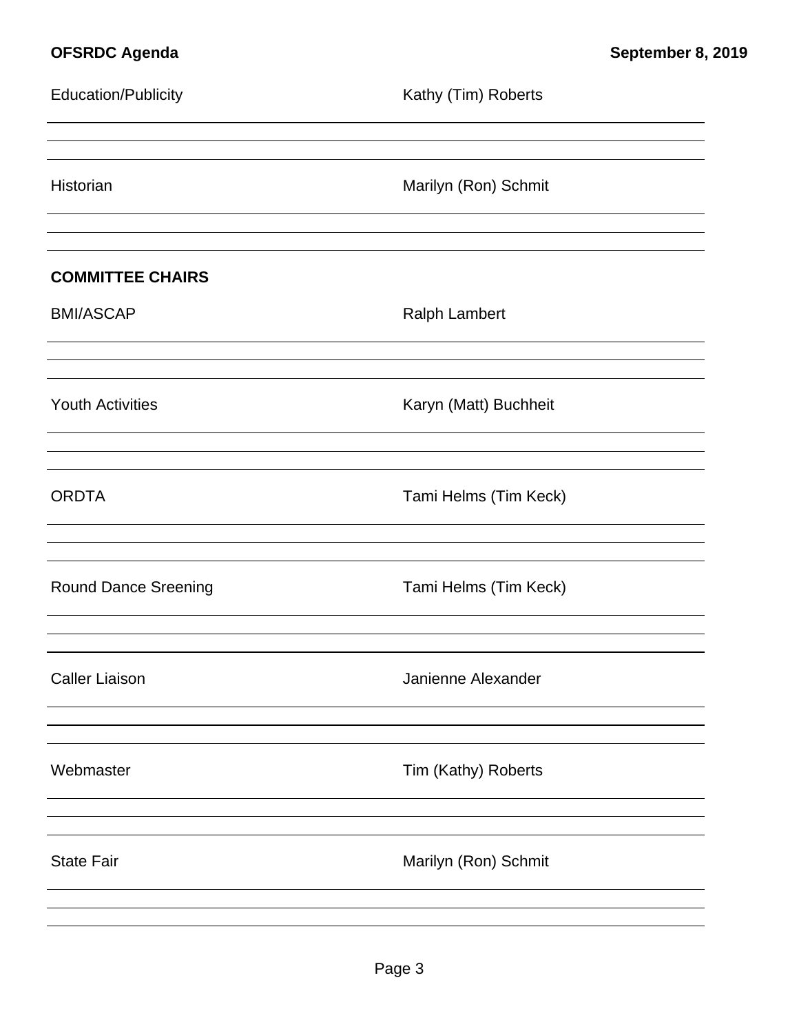Education/Publicity — Kathy (Tim) Roberts

Historian — Marilyn (Ron) Schmit

## COMMITTEE CHAIRS

BMI/ASCAP — Ralph Lambert

Youth Activities — Karyn (Matt) Buchheit

ORDTA — Tami Helms (Tim Keck)

Round Dance Sreening — Tami Helms (Tim Keck)

Caller Liaison — Janienne Alexander

Webmaster — Tim (Kathy) Roberts

State Fair — Marilyn (Ron) Schmit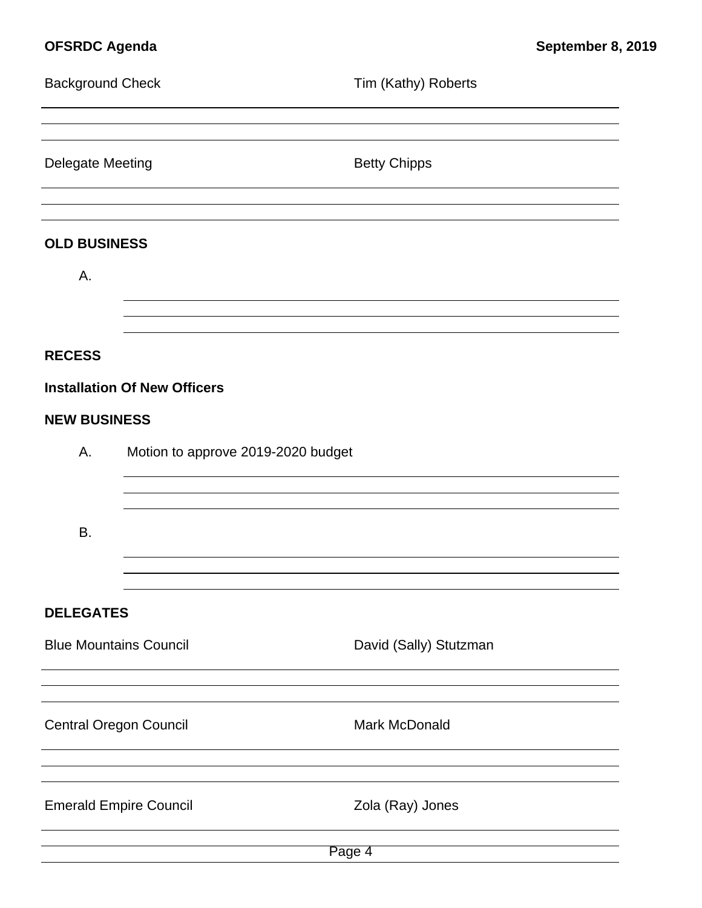Background Check — Tim (Kathy) Roberts

Delegate Meeting — Betty Chipps

**OLD BUSINESS**

A.

**RECESS**

**Installation Of New Officers**

**NEW BUSINESS**

A. Motion to approve 2019-2020 budget

B.

**DELEGATES**

Blue Mountains Council — David (Sally) Stutzman

Central Oregon Council — Mark McDonald

Emerald Empire Council — Zola (Ray) Jones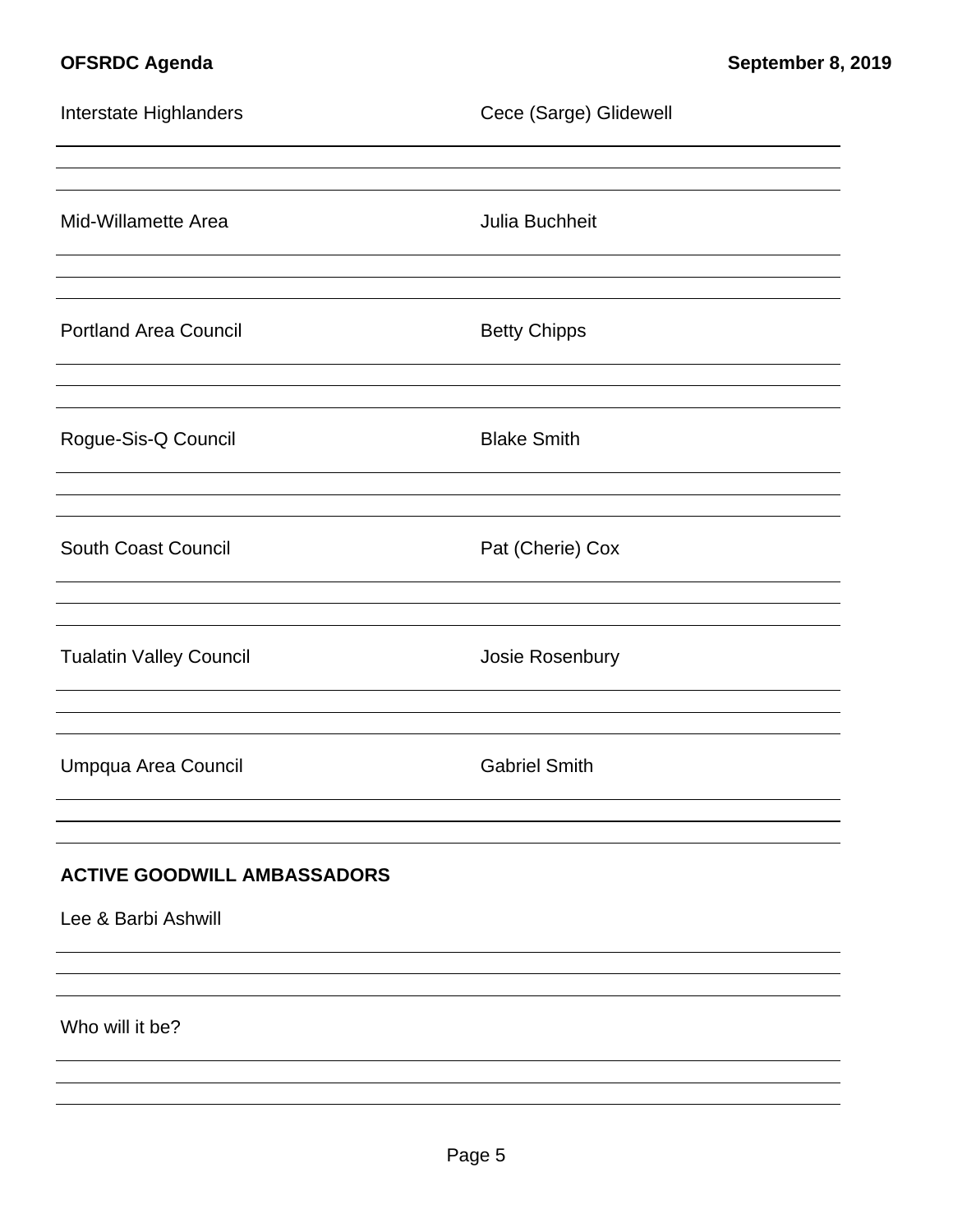| | |
|---|---|
| Interstate Highlanders | Cece (Sarge) Glidewell |
| Mid-Willamette Area | Julia Buchheit |
| Portland Area Council | Betty Chipps |
| Rogue-Sis-Q Council | Blake Smith |
| South Coast Council | Pat (Cherie) Cox |
| Tualatin Valley Council | Josie Rosenbury |
| Umpqua Area Council | Gabriel Smith |

**ACTIVE GOODWILL AMBASSADORS**

Lee & Barbi Ashwill

Who will it be?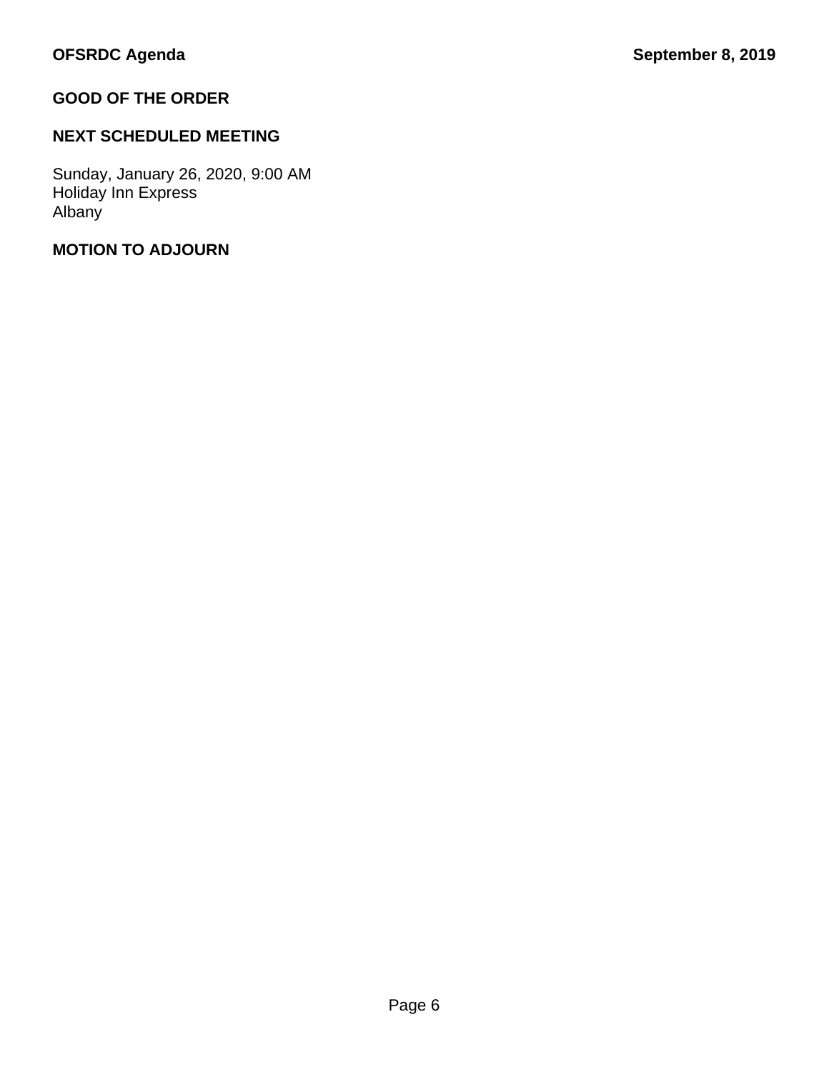**GOOD OF THE ORDER**

**NEXT SCHEDULED MEETING**

Sunday, January 26, 2020, 9:00 AM
Holiday Inn Express
Albany

**MOTION TO ADJOURN**